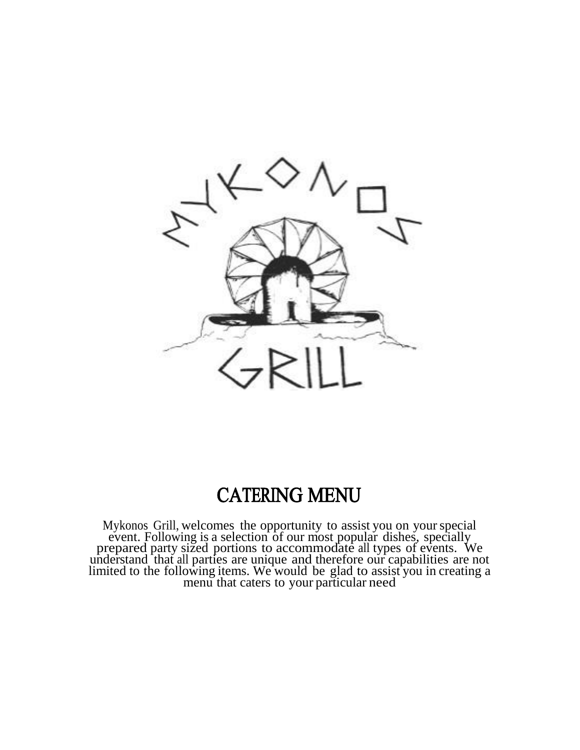MYKONOS GRILL

# CATERING MENU

Mykonos Grill, welcomes the opportunity to assist you on your special event. Following is a selection of our most popular dishes, specially prepared party sized portions to accommodate all types of events. We understand that all parties are unique and therefore our capabilities are not limited to the following items. We would be glad to assist you in creating a menu that caters to your particular need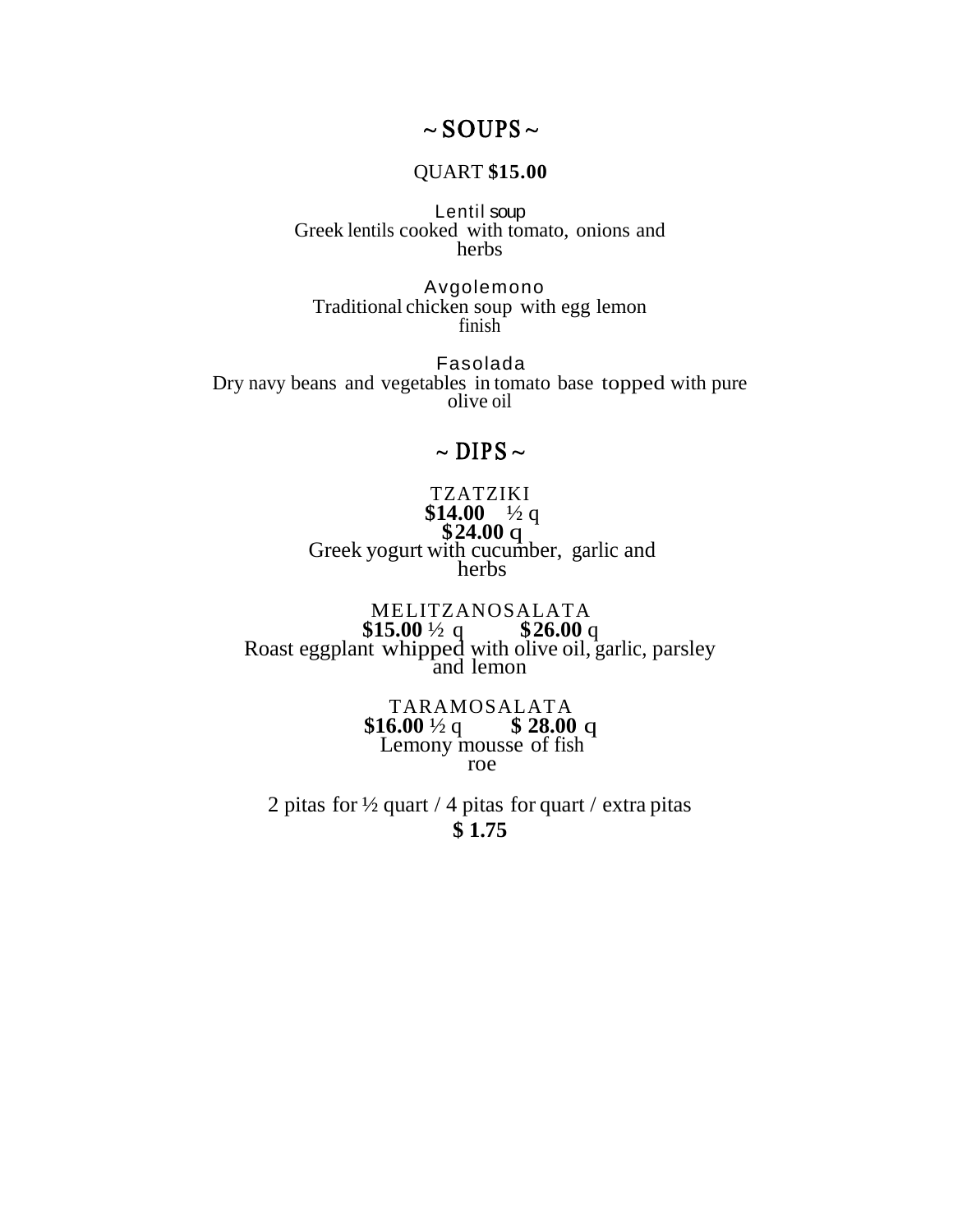## ~ SOUPS ~

QUART **$15.00**

Lentil soup
Greek lentils cooked with tomato, onions and herbs

Avgolemono
Traditional chicken soup with egg lemon finish

Fasolada
Dry navy beans and vegetables in tomato base topped with pure olive oil

## ~ DIPS ~

TZATZIKI
**$14.00** ½ q
**$24.00** q
Greek yogurt with cucumber, garlic and herbs

MELITZANOSALATA
**$15.00** ½ q **$26.00** q
Roast eggplant whipped with olive oil, garlic, parsley and lemon

TARAMOSALATA
**$16.00** ½ q **$ 28.00** q
Lemony mousse of fish roe

2 pitas for ½ quart / 4 pitas for quart / extra pitas
**$ 1.75**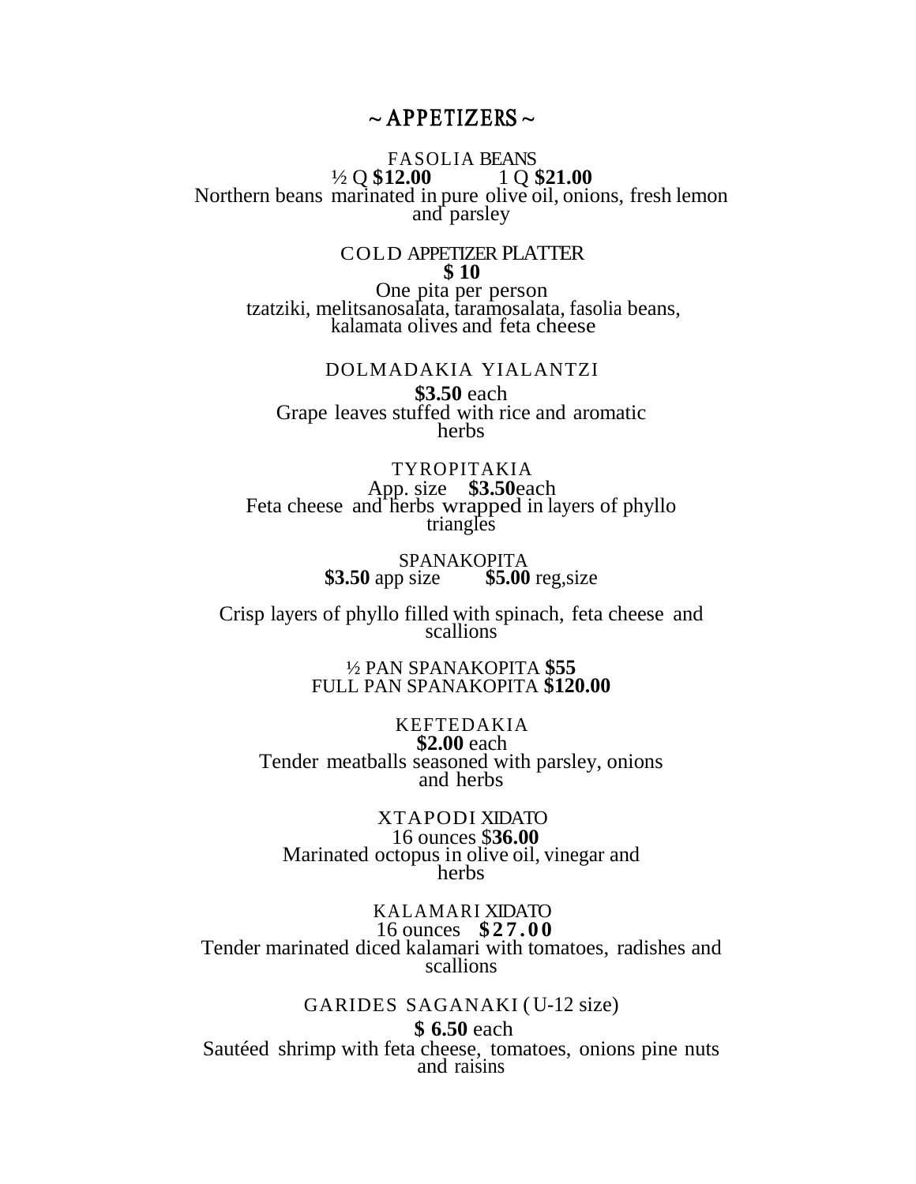# ~ APPETIZERS ~

FASOLIA BEANS
½ Q **$12.00** 1 Q **$21.00**
Northern beans marinated in pure olive oil, onions, fresh lemon and parsley

COLD APPETIZER PLATTER
**$ 10**
One pita per person
tzatziki, melitsanosalata, taramosalata, fasolia beans, kalamata olives and feta cheese

DOLMADAKIA YIALANTZI
**$3.50** each
Grape leaves stuffed with rice and aromatic herbs

TYROPITAKIA
App. size **$3.50**each
Feta cheese and herbs wrapped in layers of phyllo triangles

SPANAKOPITA
**$3.50** app size **$5.00** reg,size

Crisp layers of phyllo filled with spinach, feta cheese and scallions

½ PAN SPANAKOPITA **$55**
FULL PAN SPANAKOPITA **$120.00**

KEFTEDAKIA
**$2.00** each
Tender meatballs seasoned with parsley, onions and herbs

XTAPODI XIDATO
16 ounces $**36.00**
Marinated octopus in olive oil, vinegar and herbs

KALAMARI XIDATO
16 ounces **$27.00**
Tender marinated diced kalamari with tomatoes, radishes and scallions

GARIDES SAGANAKI (U-12 size)
**$ 6.50** each
Sautéed shrimp with feta cheese, tomatoes, onions pine nuts and raisins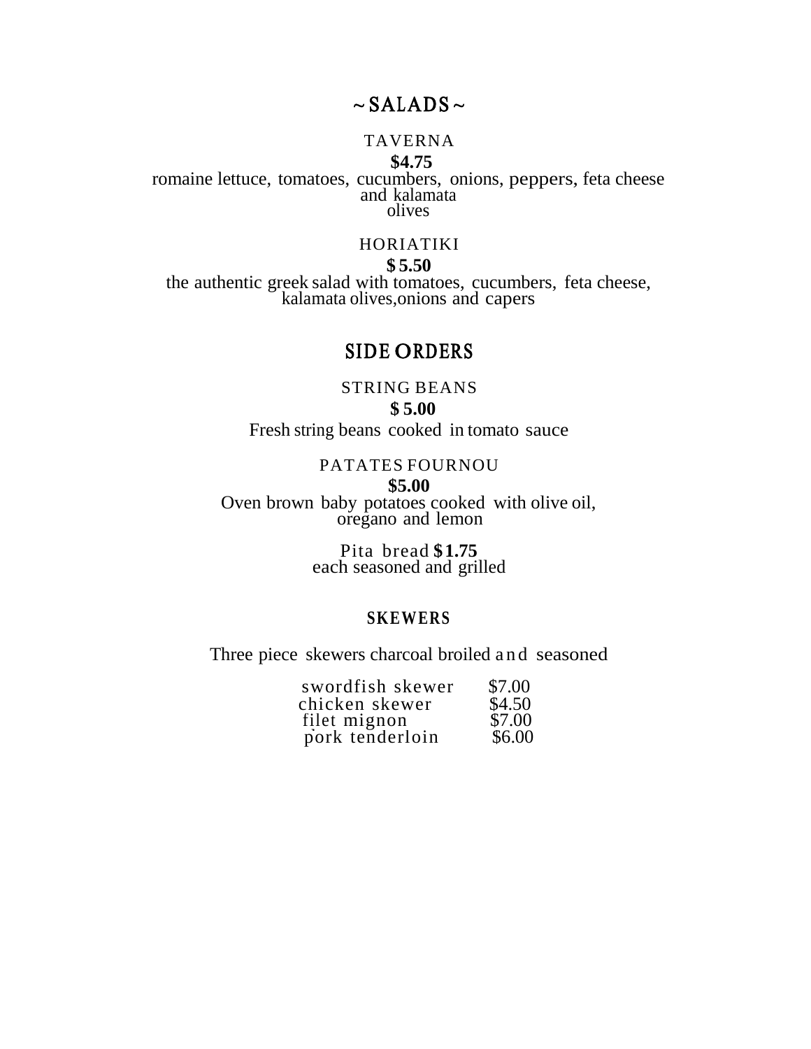# ~ SALADS ~

### TAVERNA

**$4.75**

romaine lettuce, tomatoes, cucumbers, onions, peppers, feta cheese and kalamata olives

### HORIATIKI

**$ 5.50**

the authentic greek salad with tomatoes, cucumbers, feta cheese, kalamata olives,onions and capers

# SIDE ORDERS

### STRING BEANS

**$ 5.00**

Fresh string beans cooked in tomato sauce

### PATATES FOURNOU

**$5.00**

Oven brown baby potatoes cooked with olive oil, oregano and lemon

Pita bread **$1.75**
each seasoned and grilled

## SKEWERS

Three piece skewers charcoal broiled and seasoned

| | |
|---|---|
| swordfish skewer | $7.00 |
| chicken skewer | $4.50 |
| filet mignon | $7.00 |
| pork tenderloin | $6.00 |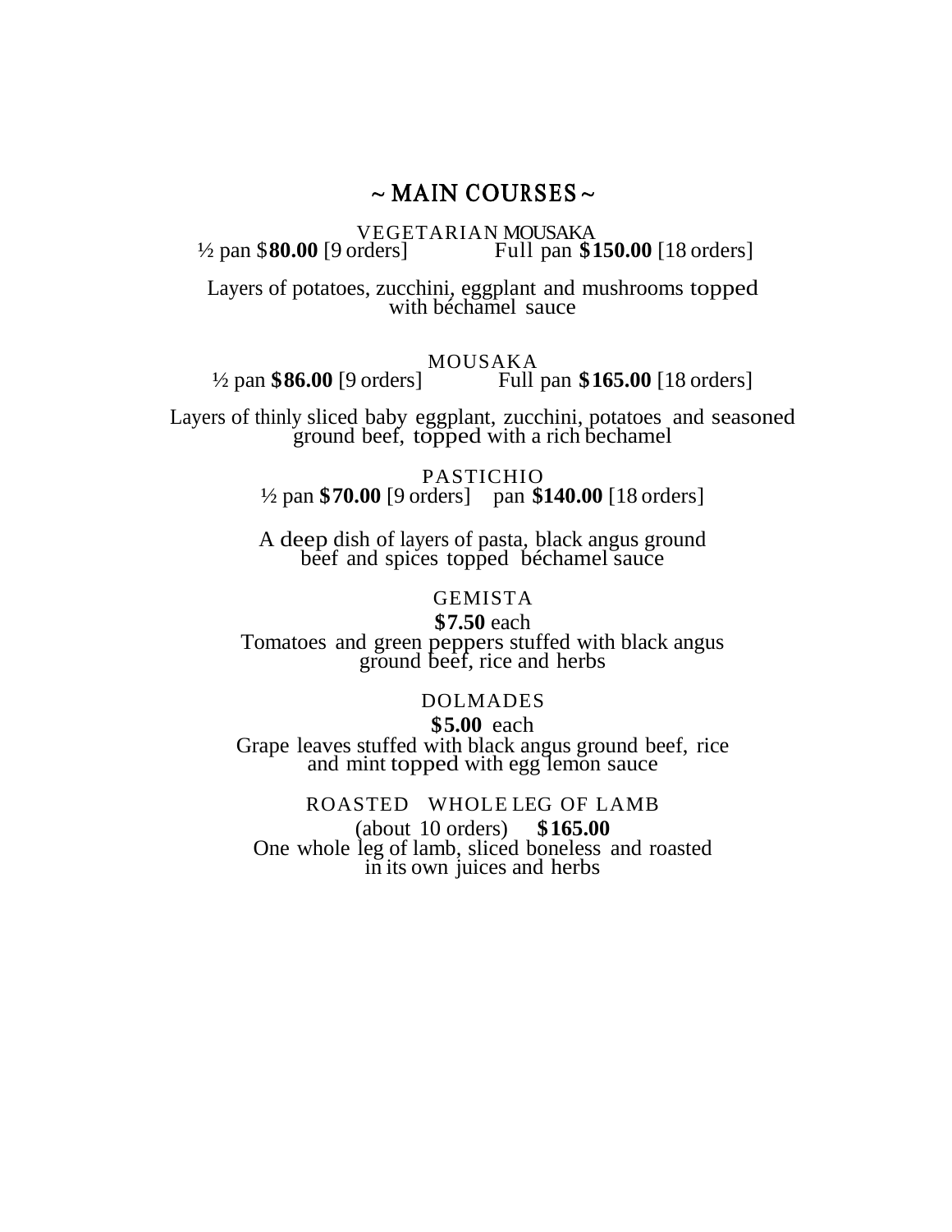# ~ MAIN COURSES ~

VEGETARIAN MOUSAKA
½ pan $**80.00** [9 orders] Full pan **$150.00** [18 orders]

Layers of potatoes, zucchini, eggplant and mushrooms topped with béchamel sauce

MOUSAKA
½ pan **$86.00** [9 orders] Full pan **$165.00** [18 orders]

Layers of thinly sliced baby eggplant, zucchini, potatoes and seasoned ground beef, topped with a rich bechamel

PASTICHIO
½ pan **$70.00** [9 orders] pan **$140.00** [18 orders]

A deep dish of layers of pasta, black angus ground beef and spices topped béchamel sauce

GEMISTA
**$7.50** each
Tomatoes and green peppers stuffed with black angus ground beef, rice and herbs

DOLMADES
**$5.00** each
Grape leaves stuffed with black angus ground beef, rice and mint topped with egg lemon sauce

ROASTED WHOLE LEG OF LAMB
(about 10 orders) **$165.00**
One whole leg of lamb, sliced boneless and roasted in its own juices and herbs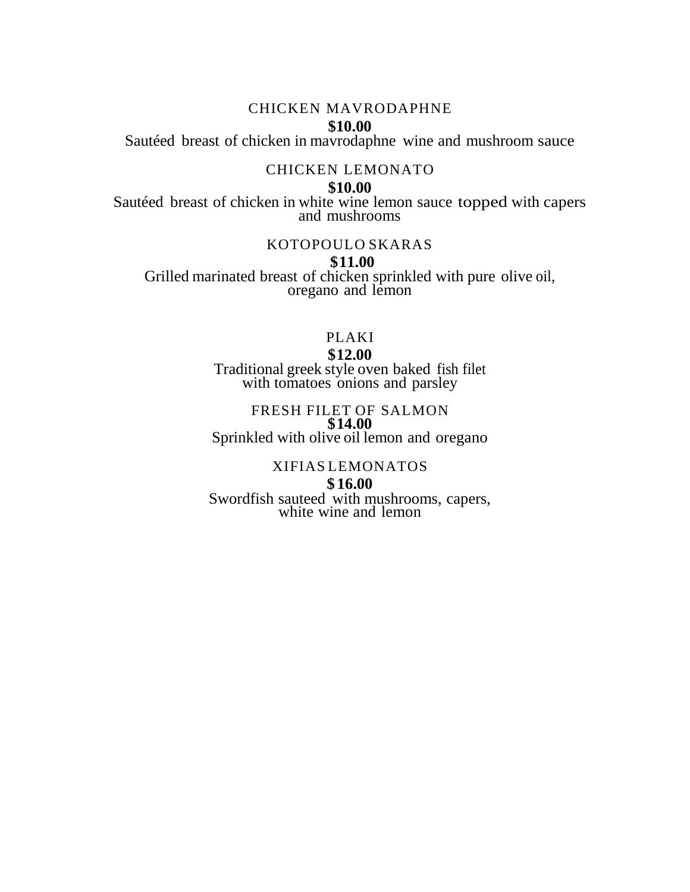CHICKEN MAVRODAPHNE

**$10.00**

Sautéed breast of chicken in mavrodaphne wine and mushroom sauce

CHICKEN LEMONATO

**$10.00**

Sautéed breast of chicken in white wine lemon sauce topped with capers and mushrooms

KOTOPOULO SKARAS

**$11.00**

Grilled marinated breast of chicken sprinkled with pure olive oil, oregano and lemon

PLAKI

**$12.00**

Traditional greek style oven baked fish filet with tomatoes onions and parsley

FRESH FILET OF SALMON

**$14.00**

Sprinkled with olive oil lemon and oregano

XIFIAS LEMONATOS

**$16.00**

Swordfish sauteed with mushrooms, capers, white wine and lemon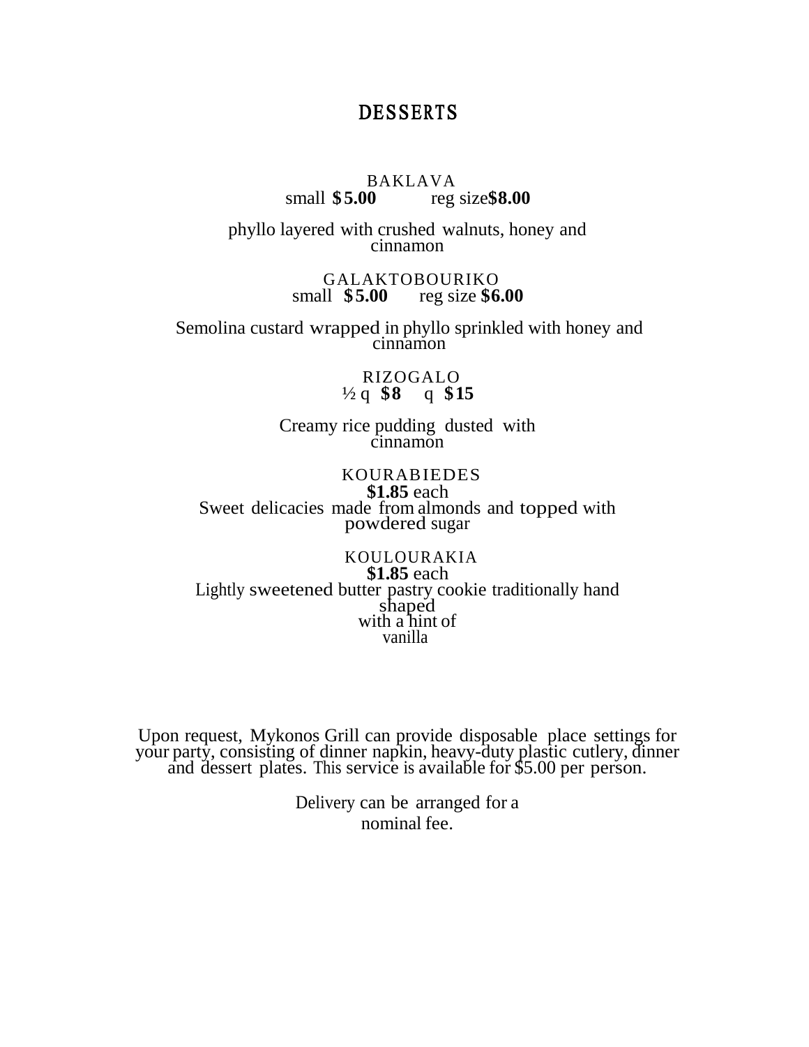# DESSERTS

**BAKLAVA**
small **$5.00** reg size**$8.00**

phyllo layered with crushed walnuts, honey and cinnamon

**GALAKTOBOURIKO**
small **$5.00** reg size **$6.00**

Semolina custard wrapped in phyllo sprinkled with honey and cinnamon

**RIZOGALO**
½ q **$8** q **$15**

Creamy rice pudding dusted with cinnamon

**KOURABIEDES**
**$1.85** each
Sweet delicacies made from almonds and topped with powdered sugar

**KOULOURAKIA**
**$1.85** each
Lightly sweetened butter pastry cookie traditionally hand shaped with a hint of vanilla

Upon request, Mykonos Grill can provide disposable place settings for your party, consisting of dinner napkin, heavy-duty plastic cutlery, dinner and dessert plates. This service is available for $5.00 per person.

Delivery can be arranged for a nominal fee.